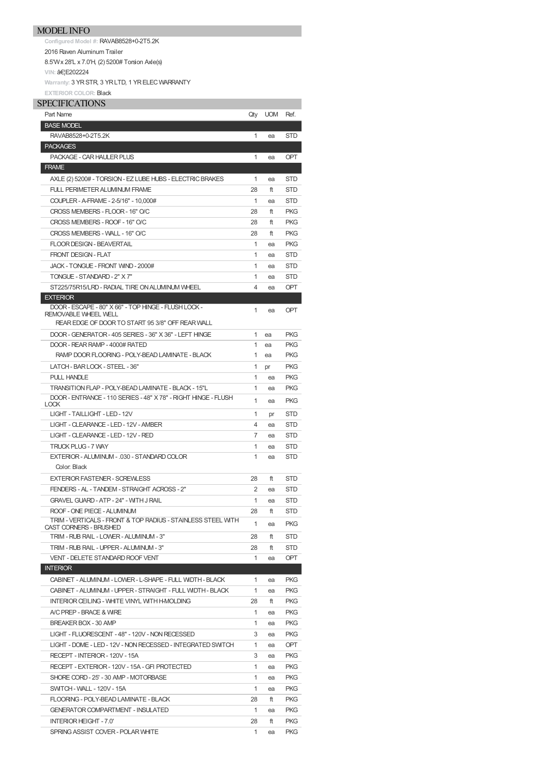## MODEL INFO

Configured Model #: RAVAB8528+0-2T5.2K

2016 Raven Aluminum Trailer

8.5'W x 28'L x 7.0'H, (2) 5200# Torsion Axle(s)

VIN: â€¦E202224

Warranty: 3 YR STR, 3 YR LTD, 1 YR ELEC WARRANTY

EXTERIOR COLOR: Black

## SPECIFICATIONS

| Part Name | Qty | UOM | Ref. |
|---|---|---|---|
| **BASE MODEL** | | | |
| RAVAB8528+0-2T5.2K | 1 | ea | STD |
| **PACKAGES** | | | |
| PACKAGE - CAR HAULER PLUS | 1 | ea | OPT |
| **FRAME** | | | |
| AXLE (2) 5200# - TORSION - EZ LUBE HUBS - ELECTRIC BRAKES | 1 | ea | STD |
| FULL PERIMETER ALUMINUM FRAME | 28 | ft | STD |
| COUPLER - A-FRAME - 2-5/16" - 10,000# | 1 | ea | STD |
| CROSS MEMBERS - FLOOR - 16" O/C | 28 | ft | PKG |
| CROSS MEMBERS - ROOF - 16" O/C | 28 | ft | PKG |
| CROSS MEMBERS - WALL - 16" O/C | 28 | ft | PKG |
| FLOOR DESIGN - BEAVERTAIL | 1 | ea | PKG |
| FRONT DESIGN - FLAT | 1 | ea | STD |
| JACK - TONGUE - FRONT WIND - 2000# | 1 | ea | STD |
| TONGUE - STANDARD - 2" X 7" | 1 | ea | STD |
| ST225/75R15/LRD - RADIAL TIRE ON ALUMINUM WHEEL | 4 | ea | OPT |
| **EXTERIOR** | | | |
| DOOR - ESCAPE - 80" X 66" - TOP HINGE - FLUSH LOCK - REMOVABLE WHEEL WELL<br>REAR EDGE OF DOOR TO START 95 3/8" OFF REAR WALL | 1 | ea | OPT |
| DOOR - GENERATOR - 405 SERIES - 36" X 36" - LEFT HINGE | 1 | ea | PKG |
| DOOR - REAR RAMP - 4000# RATED | 1 | ea | PKG |
| RAMP DOOR FLOORING - POLY-BEAD LAMINATE - BLACK | 1 | ea | PKG |
| LATCH - BAR LOCK - STEEL - 36" | 1 | pr | PKG |
| PULL HANDLE | 1 | ea | PKG |
| TRANSITION FLAP - POLY-BEAD LAMINATE - BLACK - 15"L | 1 | ea | PKG |
| DOOR - ENTRANCE - 110 SERIES - 48" X 78" - RIGHT HINGE - FLUSH LOCK | 1 | ea | PKG |
| LIGHT - TAILLIGHT - LED - 12V | 1 | pr | STD |
| LIGHT - CLEARANCE - LED - 12V - AMBER | 4 | ea | STD |
| LIGHT - CLEARANCE - LED - 12V - RED | 7 | ea | STD |
| TRUCK PLUG - 7 WAY | 1 | ea | STD |
| EXTERIOR - ALUMINUM - .030 - STANDARD COLOR<br>Color: Black | 1 | ea | STD |
| EXTERIOR FASTENER - SCREWLESS | 28 | ft | STD |
| FENDERS - AL - TANDEM - STRAIGHT ACROSS - 2" | 2 | ea | STD |
| GRAVEL GUARD - ATP - 24" - WITH J RAIL | 1 | ea | STD |
| ROOF - ONE PIECE - ALUMINUM | 28 | ft | STD |
| TRIM - VERTICALS - FRONT & TOP RADIUS - STAINLESS STEEL WITH CAST CORNERS - BRUSHED | 1 | ea | PKG |
| TRIM - RUB RAIL - LOWER - ALUMINUM - 3" | 28 | ft | STD |
| TRIM - RUB RAIL - UPPER - ALUMINUM - 3" | 28 | ft | STD |
| VENT - DELETE STANDARD ROOF VENT | 1 | ea | OPT |
| **INTERIOR** | | | |
| CABINET - ALUMINUM - LOWER - L-SHAPE - FULL WIDTH - BLACK | 1 | ea | PKG |
| CABINET - ALUMINUM - UPPER - STRAIGHT - FULL WIDTH - BLACK | 1 | ea | PKG |
| INTERIOR CEILING - WHITE VINYL WITH H-MOLDING | 28 | ft | PKG |
| A/C PREP - BRACE & WIRE | 1 | ea | PKG |
| BREAKER BOX - 30 AMP | 1 | ea | PKG |
| LIGHT - FLUORESCENT - 48" - 120V - NON RECESSED | 3 | ea | PKG |
| LIGHT - DOME - LED - 12V - NON RECESSED - INTEGRATED SWITCH | 1 | ea | OPT |
| RECEPT - INTERIOR - 120V - 15A | 3 | ea | PKG |
| RECEPT - EXTERIOR - 120V - 15A - GFI PROTECTED | 1 | ea | PKG |
| SHORE CORD - 25' - 30 AMP - MOTORBASE | 1 | ea | PKG |
| SWITCH - WALL - 120V - 15A | 1 | ea | PKG |
| FLOORING - POLY-BEAD LAMINATE - BLACK | 28 | ft | PKG |
| GENERATOR COMPARTMENT - INSULATED | 1 | ea | PKG |
| INTERIOR HEIGHT - 7.0' | 28 | ft | PKG |
| SPRING ASSIST COVER - POLAR WHITE | 1 | ea | PKG |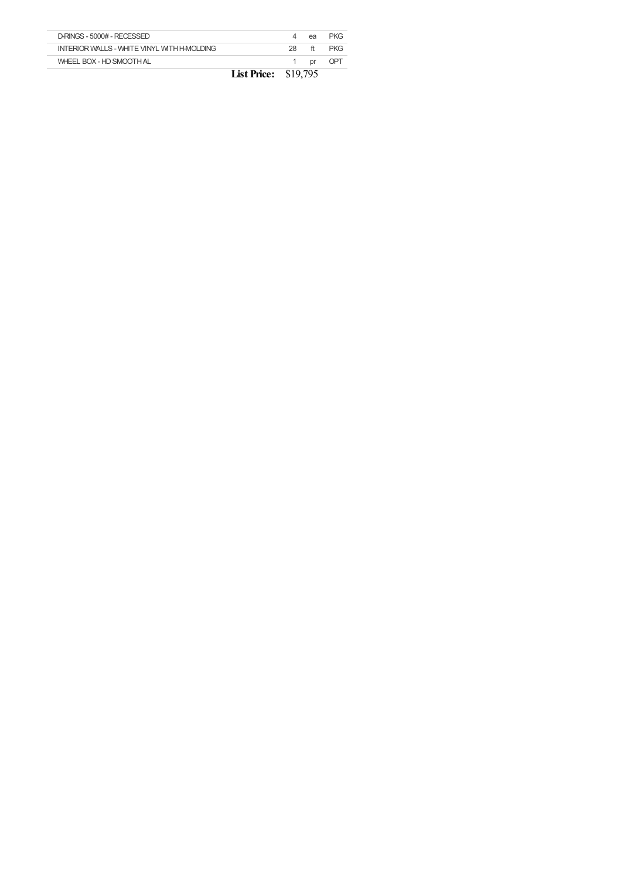| | | | |
|---|---|---|---|
| D-RINGS - 5000# - RECESSED | 4 | ea | PKG |
| INTERIOR WALLS - WHITE VINYL WITH H-MOLDING | 28 | ft | PKG |
| WHEEL BOX - HD SMOOTH AL | 1 | pr | OPT |

**List Price:** $19,795